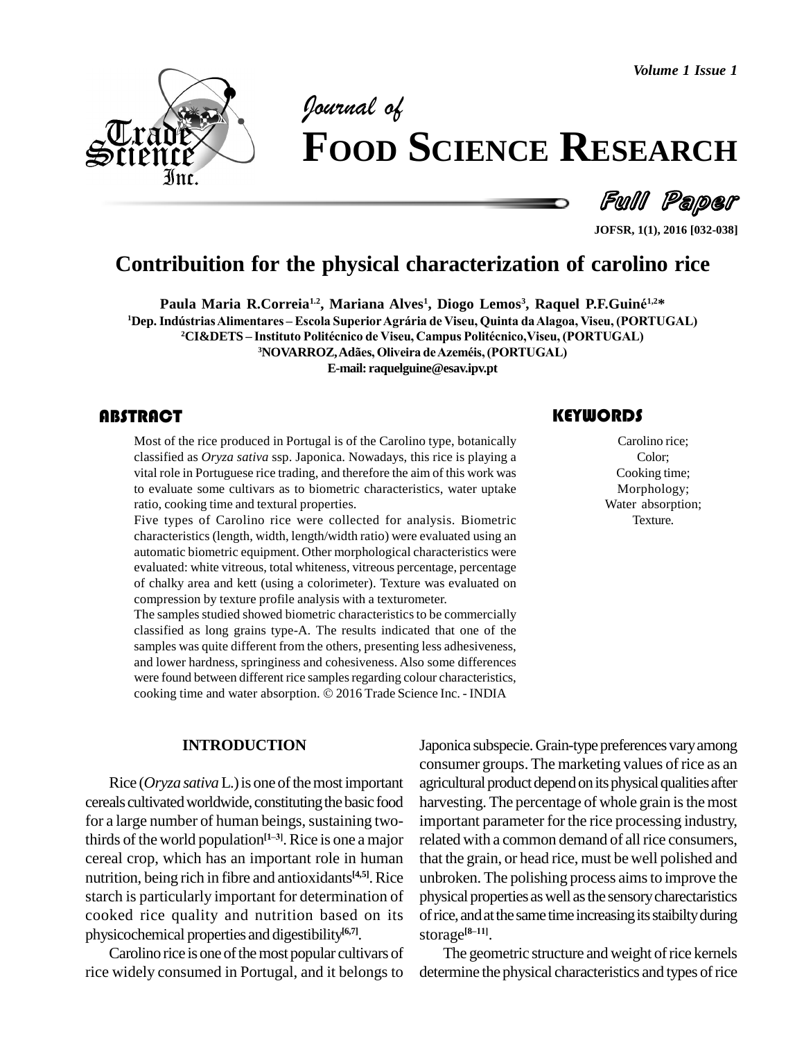# Contribuition for the physical characterization of carolino rice

**Paula Maria R.Correia[1,2], Mariana Alves[1], Diogo Lemos[3], Raquel P.F.Guiné[1,2]***

[1]Dep. Indústrias Alimentares – Escola Superior Agrária de Viseu, Quinta da Alagoa, Viseu, (PORTUGAL)
[2]CI&DETS – Instituto Politécnico de Viseu, Campus Politécnico,Viseu, (PORTUGAL)
[3]NOVARROZ, Adães, Oliveira de Azeméis, (PORTUGAL)
E-mail: raquelguine@esav.ipv.pt

## ABSTRACT

Most of the rice produced in Portugal is of the Carolino type, botanically classified as *Oryza sativa* ssp. Japonica. Nowadays, this rice is playing a vital role in Portuguese rice trading, and therefore the aim of this work was to evaluate some cultivars as to biometric characteristics, water uptake ratio, cooking time and textural properties.

Five types of Carolino rice were collected for analysis. Biometric characteristics (length, width, length/width ratio) were evaluated using an automatic biometric equipment. Other morphological characteristics were evaluated: white vitreous, total whiteness, vitreous percentage, percentage of chalky area and kett (using a colorimeter). Texture was evaluated on compression by texture profile analysis with a texturometer.

The samples studied showed biometric characteristics to be commercially classified as long grains type-A. The results indicated that one of the samples was quite different from the others, presenting less adhesiveness, and lower hardness, springiness and cohesiveness. Also some differences were found between different rice samples regarding colour characteristics, cooking time and water absorption. © 2016 Trade Science Inc. - INDIA

## KEYWORDS

Carolino rice;
Color;
Cooking time;
Morphology;
Water absorption;
Texture.

## INTRODUCTION

Rice (*Oryza sativa* L.) is one of the most important cereals cultivated worldwide, constituting the basic food for a large number of human beings, sustaining two-thirds of the world population[1–3]. Rice is one a major cereal crop, which has an important role in human nutrition, being rich in fibre and antioxidants[4,5]. Rice starch is particularly important for determination of cooked rice quality and nutrition based on its physicochemical properties and digestibility[6,7].

Carolino rice is one of the most popular cultivars of rice widely consumed in Portugal, and it belongs to Japonica subspecie. Grain-type preferences vary among consumer groups. The marketing values of rice as an agricultural product depend on its physical qualities after harvesting. The percentage of whole grain is the most important parameter for the rice processing industry, related with a common demand of all rice consumers, that the grain, or head rice, must be well polished and unbroken. The polishing process aims to improve the physical properties as well as the sensory charectaristics of rice, and at the same time increasing its staibilty during storage[8–11].

The geometric structure and weight of rice kernels determine the physical characteristics and types of rice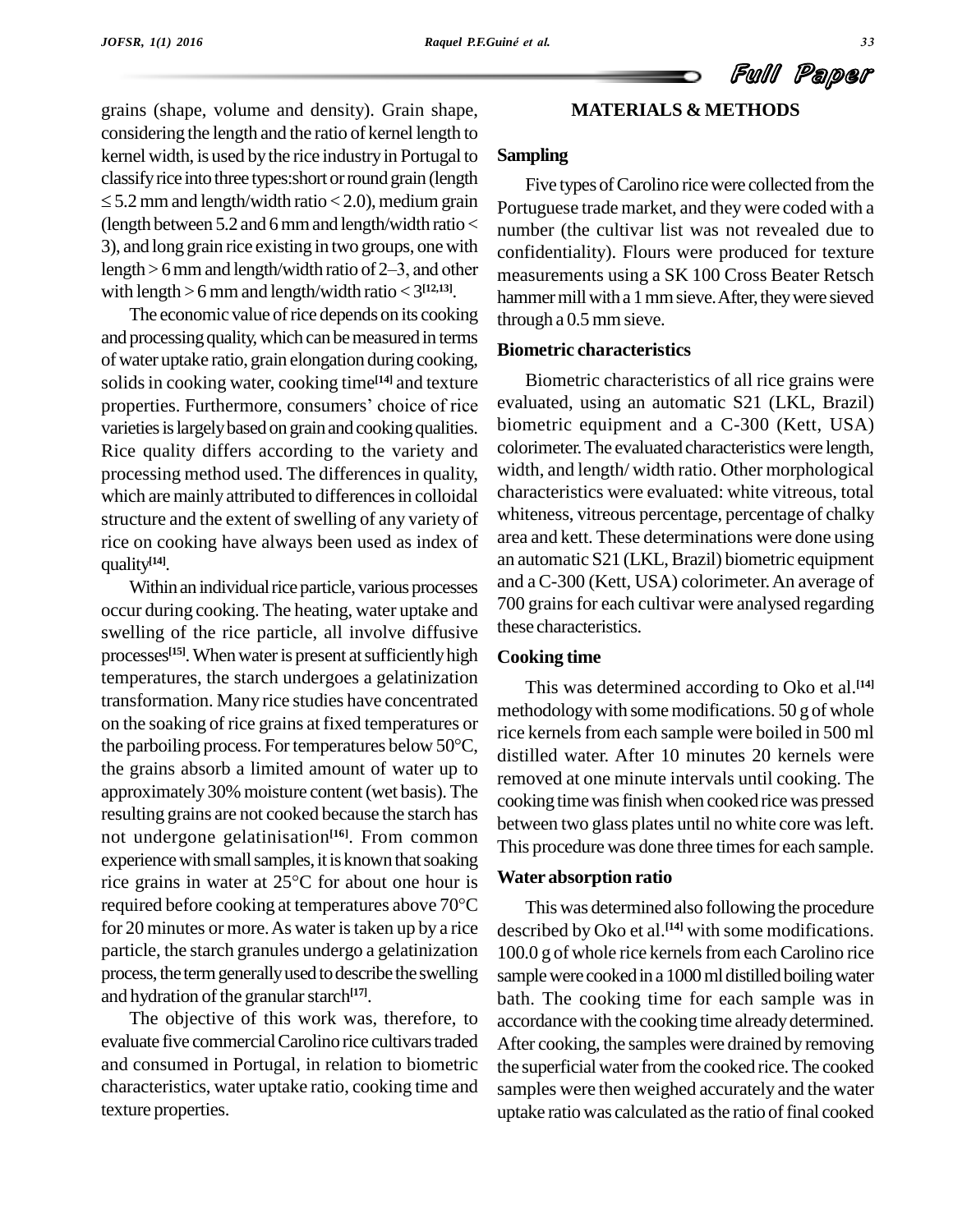grains (shape, volume and density). Grain shape, considering the length and the ratio of kernel length to kernel width, is used by the rice industry in Portugal to classify rice into three types:short or round grain (length $\leq$ 5.2 mm and length/width ratio < 2.0), medium grain (length between 5.2 and 6 mm and length/width ratio < 3), and long grain rice existing in two groups, one with length > 6 mm and length/width ratio of 2–3, and other with length > 6 mm and length/width ratio < 3[12,13].

The economic value of rice depends on its cooking and processing quality, which can be measured in terms of water uptake ratio, grain elongation during cooking, solids in cooking water, cooking time[14] and texture properties. Furthermore, consumers' choice of rice varieties is largely based on grain and cooking qualities. Rice quality differs according to the variety and processing method used. The differences in quality, which are mainly attributed to differences in colloidal structure and the extent of swelling of any variety of rice on cooking have always been used as index of quality[14].

Within an individual rice particle, various processes occur during cooking. The heating, water uptake and swelling of the rice particle, all involve diffusive processes[15]. When water is present at sufficiently high temperatures, the starch undergoes a gelatinization transformation. Many rice studies have concentrated on the soaking of rice grains at fixed temperatures or the parboiling process. For temperatures below 50°C, the grains absorb a limited amount of water up to approximately 30% moisture content (wet basis). The resulting grains are not cooked because the starch has not undergone gelatinisation[16]. From common experience with small samples, it is known that soaking rice grains in water at 25°C for about one hour is required before cooking at temperatures above 70°C for 20 minutes or more. As water is taken up by a rice particle, the starch granules undergo a gelatinization process, the term generally used to describe the swelling and hydration of the granular starch[17].

The objective of this work was, therefore, to evaluate five commercial Carolino rice cultivars traded and consumed in Portugal, in relation to biometric characteristics, water uptake ratio, cooking time and texture properties.

## MATERIALS & METHODS

### Sampling

Five types of Carolino rice were collected from the Portuguese trade market, and they were coded with a number (the cultivar list was not revealed due to confidentiality). Flours were produced for texture measurements using a SK 100 Cross Beater Retsch hammer mill with a 1 mm sieve. After, they were sieved through a 0.5 mm sieve.

### Biometric characteristics

Biometric characteristics of all rice grains were evaluated, using an automatic S21 (LKL, Brazil) biometric equipment and a C-300 (Kett, USA) colorimeter. The evaluated characteristics were length, width, and length/ width ratio. Other morphological characteristics were evaluated: white vitreous, total whiteness, vitreous percentage, percentage of chalky area and kett. These determinations were done using an automatic S21 (LKL, Brazil) biometric equipment and a C-300 (Kett, USA) colorimeter. An average of 700 grains for each cultivar were analysed regarding these characteristics.

### Cooking time

This was determined according to Oko et al.[14] methodology with some modifications. 50 g of whole rice kernels from each sample were boiled in 500 ml distilled water. After 10 minutes 20 kernels were removed at one minute intervals until cooking. The cooking time was finish when cooked rice was pressed between two glass plates until no white core was left. This procedure was done three times for each sample.

### Water absorption ratio

This was determined also following the procedure described by Oko et al.[14] with some modifications. 100.0 g of whole rice kernels from each Carolino rice sample were cooked in a 1000 ml distilled boiling water bath. The cooking time for each sample was in accordance with the cooking time already determined. After cooking, the samples were drained by removing the superficial water from the cooked rice. The cooked samples were then weighed accurately and the water uptake ratio was calculated as the ratio of final cooked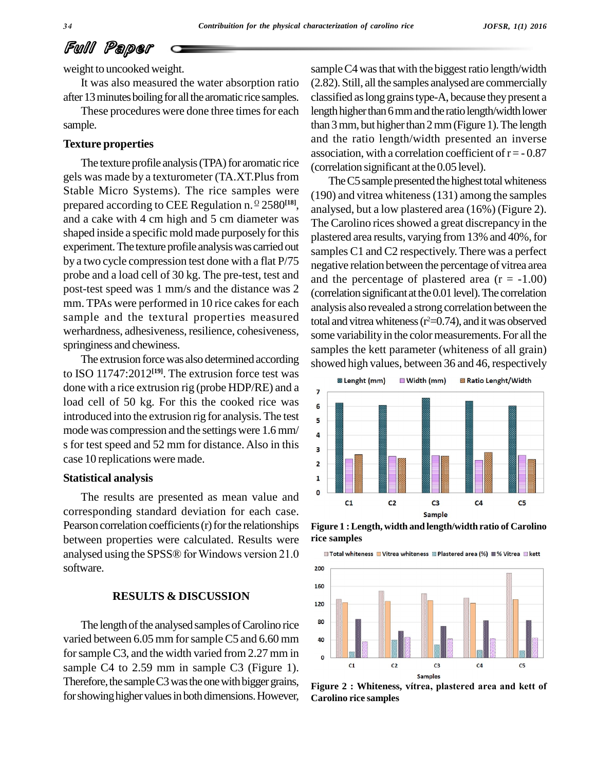weight to uncooked weight.

It was also measured the water absorption ratio after 13 minutes boiling for all the aromatic rice samples.

These procedures were done three times for each sample.

### Texture properties

The texture profile analysis (TPA) for aromatic rice gels was made by a texturometer (TA.XT.Plus from Stable Micro Systems). The rice samples were prepared according to CEE Regulation n.º 2580[18], and a cake with 4 cm high and 5 cm diameter was shaped inside a specific mold made purposely for this experiment. The texture profile analysis was carried out by a two cycle compression test done with a flat P/75 probe and a load cell of 30 kg. The pre-test, test and post-test speed was 1 mm/s and the distance was 2 mm. TPAs were performed in 10 rice cakes for each sample and the textural properties measured werhardness, adhesiveness, resilience, cohesiveness, springiness and chewiness.

The extrusion force was also determined according to ISO 11747:2012[19]. The extrusion force test was done with a rice extrusion rig (probe HDP/RE) and a load cell of 50 kg. For this the cooked rice was introduced into the extrusion rig for analysis. The test mode was compression and the settings were 1.6 mm/s for test speed and 52 mm for distance. Also in this case 10 replications were made.

### Statistical analysis

The results are presented as mean value and corresponding standard deviation for each case. Pearson correlation coefficients (r) for the relationships between properties were calculated. Results were analysed using the SPSS® for Windows version 21.0 software.

## RESULTS & DISCUSSION

The length of the analysed samples of Carolino rice varied between 6.05 mm for sample C5 and 6.60 mm for sample C3, and the width varied from 2.27 mm in sample C4 to 2.59 mm in sample C3 (Figure 1). Therefore, the sample C3 was the one with bigger grains, for showing higher values in both dimensions. However, sample C4 was that with the biggest ratio length/width (2.82). Still, all the samples analysed are commercially classified as long grains type-A, because they present a length higher than 6 mm and the ratio length/width lower than 3 mm, but higher than 2 mm (Figure 1). The length and the ratio length/width presented an inverse association, with a correlation coefficient of r = - 0.87 (correlation significant at the 0.05 level).

The C5 sample presented the highest total whiteness (190) and vitrea whiteness (131) among the samples analysed, but a low plastered area (16%) (Figure 2). The Carolino rices showed a great discrepancy in the plastered area results, varying from 13% and 40%, for samples C1 and C2 respectively. There was a perfect negative relation between the percentage of vitrea area and the percentage of plastered area (r = -1.00) (correlation significant at the 0.01 level). The correlation analysis also revealed a strong correlation between the total and vitrea whiteness ($r^2$=0.74), and it was observed some variability in the color measurements. For all the samples the kett parameter (whiteness of all grain) showed high values, between 36 and 46, respectively

**Figure 1 : Length, width and length/width ratio of Carolino rice samples**

**Figure 2 : Whiteness, vítrea, plastered area and kett of Carolino rice samples**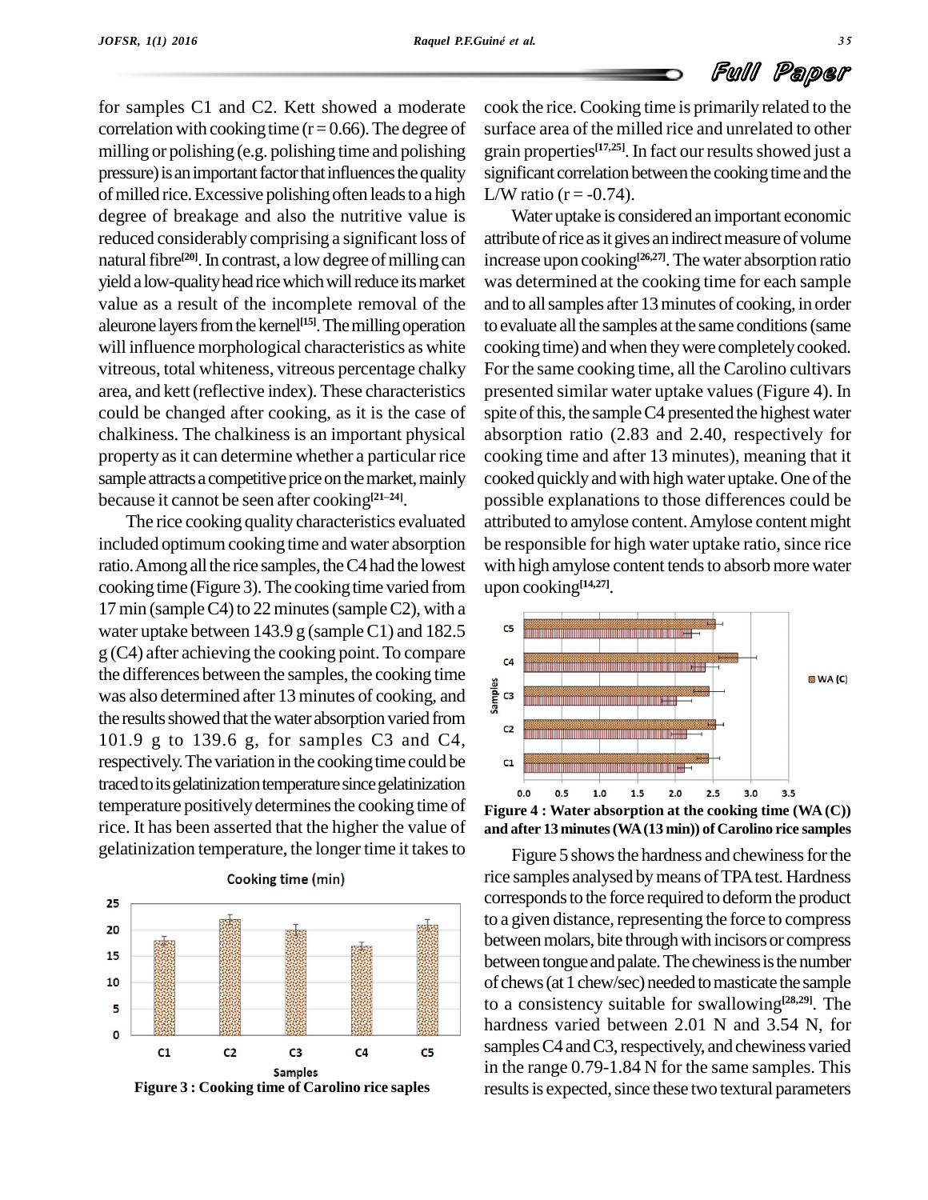for samples C1 and C2. Kett showed a moderate correlation with cooking time (r = 0.66). The degree of milling or polishing (e.g. polishing time and polishing pressure) is an important factor that influences the quality of milled rice. Excessive polishing often leads to a high degree of breakage and also the nutritive value is reduced considerably comprising a significant loss of natural fibre[20]. In contrast, a low degree of milling can yield a low-quality head rice which will reduce its market value as a result of the incomplete removal of the aleurone layers from the kernel[15]. The milling operation will influence morphological characteristics as white vitreous, total whiteness, vitreous percentage chalky area, and kett (reflective index). These characteristics could be changed after cooking, as it is the case of chalkiness. The chalkiness is an important physical property as it can determine whether a particular rice sample attracts a competitive price on the market, mainly because it cannot be seen after cooking[21–24].

The rice cooking quality characteristics evaluated included optimum cooking time and water absorption ratio. Among all the rice samples, the C4 had the lowest cooking time (Figure 3). The cooking time varied from 17 min (sample C4) to 22 minutes (sample C2), with a water uptake between 143.9 g (sample C1) and 182.5 g (C4) after achieving the cooking point. To compare the differences between the samples, the cooking time was also determined after 13 minutes of cooking, and the results showed that the water absorption varied from 101.9 g to 139.6 g, for samples C3 and C4, respectively. The variation in the cooking time could be traced to its gelatinization temperature since gelatinization temperature positively determines the cooking time of rice. It has been asserted that the higher the value of gelatinization temperature, the longer time it takes to

Figure 3 : Cooking time of Carolino rice saples

cook the rice. Cooking time is primarily related to the surface area of the milled rice and unrelated to other grain properties[17,25]. In fact our results showed just a significant correlation between the cooking time and the L/W ratio (r = -0.74).

Water uptake is considered an important economic attribute of rice as it gives an indirect measure of volume increase upon cooking[26,27]. The water absorption ratio was determined at the cooking time for each sample and to all samples after 13 minutes of cooking, in order to evaluate all the samples at the same conditions (same cooking time) and when they were completely cooked. For the same cooking time, all the Carolino cultivars presented similar water uptake values (Figure 4). In spite of this, the sample C4 presented the highest water absorption ratio (2.83 and 2.40, respectively for cooking time and after 13 minutes), meaning that it cooked quickly and with high water uptake. One of the possible explanations to those differences could be attributed to amylose content. Amylose content might be responsible for high water uptake ratio, since rice with high amylose content tends to absorb more water upon cooking[14,27].

**Figure 4 : Water absorption at the cooking time (WA (C)) and after 13 minutes (WA (13 min)) of Carolino rice samples**

Figure 5 shows the hardness and chewiness for the rice samples analysed by means of TPA test. Hardness corresponds to the force required to deform the product to a given distance, representing the force to compress between molars, bite through with incisors or compress between tongue and palate. The chewiness is the number of chews (at 1 chew/sec) needed to masticate the sample to a consistency suitable for swallowing[28,29]. The hardness varied between 2.01 N and 3.54 N, for samples C4 and C3, respectively, and chewiness varied in the range 0.79-1.84 N for the same samples. This results is expected, since these two textural parameters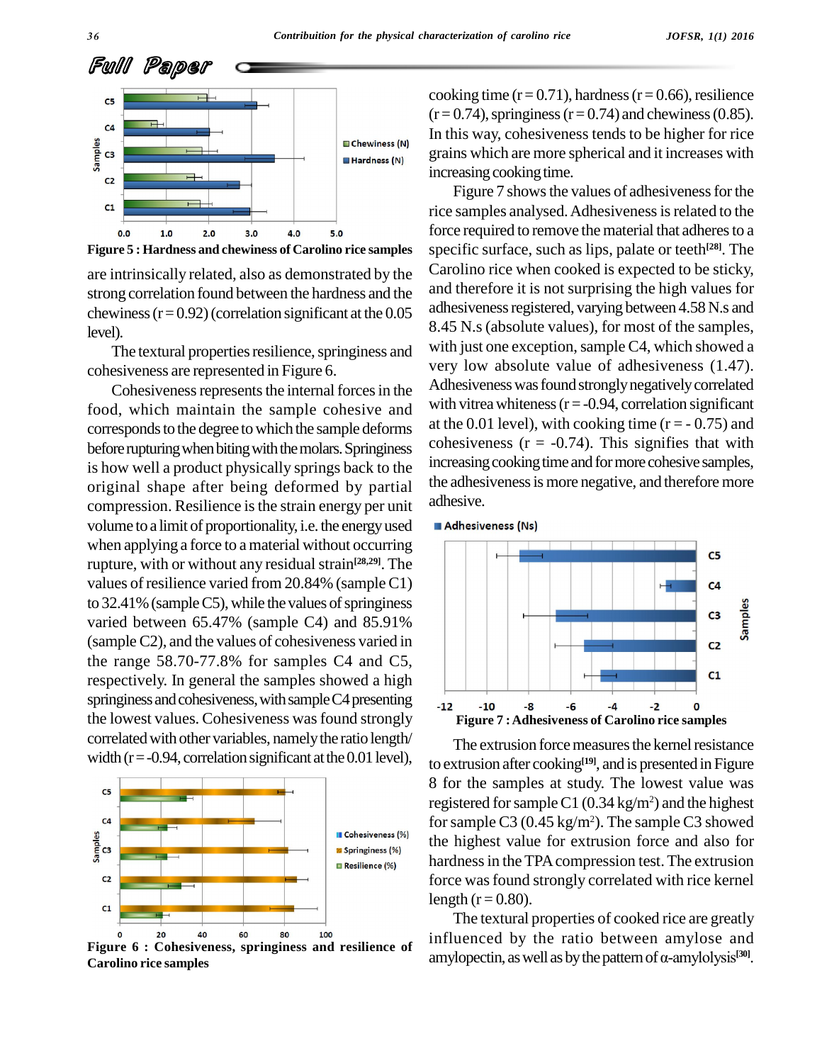Figure 5 : Hardness and chewiness of Carolino rice samples

are intrinsically related, also as demonstrated by the strong correlation found between the hardness and the chewiness (r = 0.92) (correlation significant at the 0.05 level).

The textural properties resilience, springiness and cohesiveness are represented in Figure 6.

Cohesiveness represents the internal forces in the food, which maintain the sample cohesive and corresponds to the degree to which the sample deforms before rupturing when biting with the molars. Springiness is how well a product physically springs back to the original shape after being deformed by partial compression. Resilience is the strain energy per unit volume to a limit of proportionality, i.e. the energy used when applying a force to a material without occurring rupture, with or without any residual strain[28,29]. The values of resilience varied from 20.84% (sample C1) to 32.41% (sample C5), while the values of springiness varied between 65.47% (sample C4) and 85.91% (sample C2), and the values of cohesiveness varied in the range 58.70-77.8% for samples C4 and C5, respectively. In general the samples showed a high springiness and cohesiveness, with sample C4 presenting the lowest values. Cohesiveness was found strongly correlated with other variables, namely the ratio length/width (r = -0.94, correlation significant at the 0.01 level),

Figure 6 : Cohesiveness, springiness and resilience of Carolino rice samples

cooking time (r = 0.71), hardness (r = 0.66), resilience (r = 0.74), springiness (r = 0.74) and chewiness (0.85). In this way, cohesiveness tends to be higher for rice grains which are more spherical and it increases with increasing cooking time.

Figure 7 shows the values of adhesiveness for the rice samples analysed. Adhesiveness is related to the force required to remove the material that adheres to a specific surface, such as lips, palate or teeth[28]. The Carolino rice when cooked is expected to be sticky, and therefore it is not surprising the high values for adhesiveness registered, varying between 4.58 N.s and 8.45 N.s (absolute values), for most of the samples, with just one exception, sample C4, which showed a very low absolute value of adhesiveness (1.47). Adhesiveness was found strongly negatively correlated with vitrea whiteness (r = -0.94, correlation significant at the 0.01 level), with cooking time (r = - 0.75) and cohesiveness (r = -0.74). This signifies that with increasing cooking time and for more cohesive samples, the adhesiveness is more negative, and therefore more adhesive.

Figure 7 : Adhesiveness of Carolino rice samples

The extrusion force measures the kernel resistance to extrusion after cooking[19], and is presented in Figure 8 for the samples at study. The lowest value was registered for sample C1 (0.34 kg/m$^2$) and the highest for sample C3 (0.45 kg/m$^2$). The sample C3 showed the highest value for extrusion force and also for hardness in the TPA compression test. The extrusion force was found strongly correlated with rice kernel length (r = 0.80).

The textural properties of cooked rice are greatly influenced by the ratio between amylose and amylopectin, as well as by the pattern of α-amylolysis[30].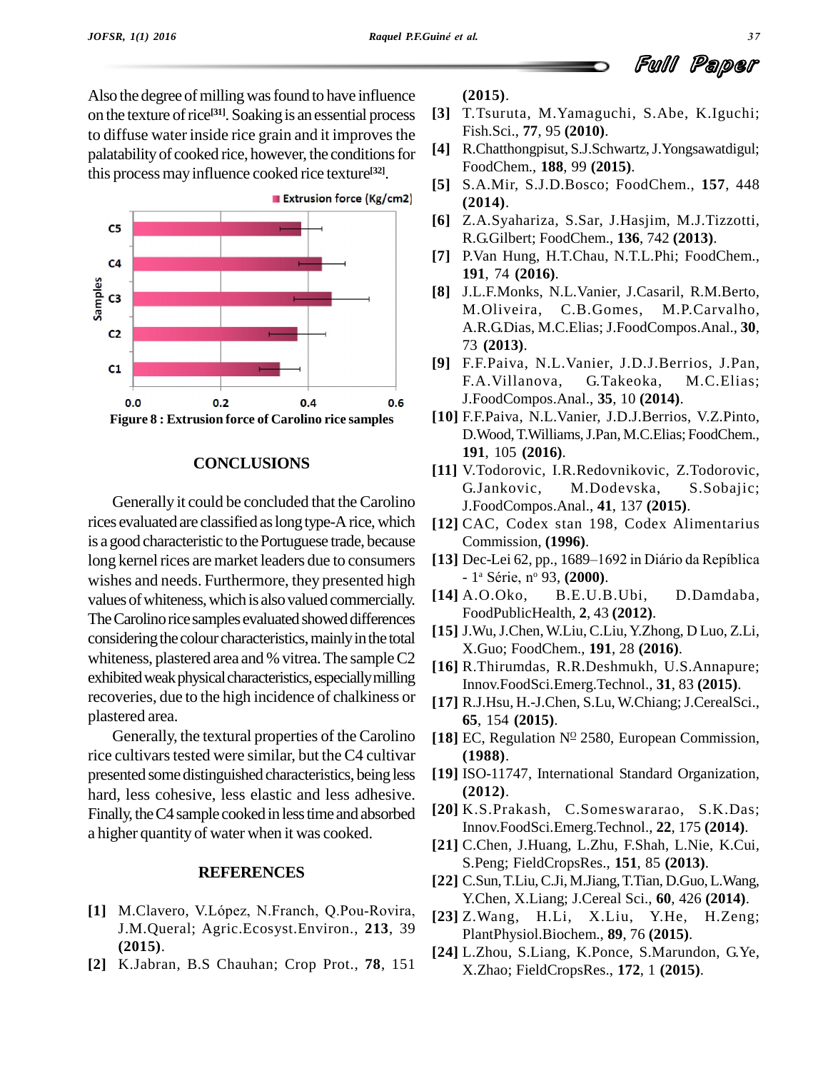Also the degree of milling was found to have influence on the texture of rice[31]. Soaking is an essential process to diffuse water inside rice grain and it improves the palatability of cooked rice, however, the conditions for this process may influence cooked rice texture[32].

**Figure 8 : Extrusion force of Carolino rice samples**

## CONCLUSIONS

Generally it could be concluded that the Carolino rices evaluated are classified as long type-A rice, which is a good characteristic to the Portuguese trade, because long kernel rices are market leaders due to consumers wishes and needs. Furthermore, they presented high values of whiteness, which is also valued commercially. The Carolino rice samples evaluated showed differences considering the colour characteristics, mainly in the total whiteness, plastered area and % vitrea. The sample C2 exhibited weak physical characteristics, especially milling recoveries, due to the high incidence of chalkiness or plastered area.

Generally, the textural properties of the Carolino rice cultivars tested were similar, but the C4 cultivar presented some distinguished characteristics, being less hard, less cohesive, less elastic and less adhesive. Finally, the C4 sample cooked in less time and absorbed a higher quantity of water when it was cooked.

## REFERENCES

[1] M.Clavero, V.López, N.Franch, Q.Pou-Rovira, J.M.Queral; Agric.Ecosyst.Environ., **213**, 39 **(2015)**.

[2] K.Jabran, B.S Chauhan; Crop Prot., **78**, 151 **(2015)**.

[3] T.Tsuruta, M.Yamaguchi, S.Abe, K.Iguchi; Fish.Sci., **77**, 95 **(2010)**.

[4] R.Chatthongpisut, S.J.Schwartz, J.Yongsawatdigul; FoodChem., **188**, 99 **(2015)**.

[5] S.A.Mir, S.J.D.Bosco; FoodChem., **157**, 448 **(2014)**.

[6] Z.A.Syahariza, S.Sar, J.Hasjim, M.J.Tizzotti, R.G.Gilbert; FoodChem., **136**, 742 **(2013)**.

[7] P.Van Hung, H.T.Chau, N.T.L.Phi; FoodChem., **191**, 74 **(2016)**.

[8] J.L.F.Monks, N.L.Vanier, J.Casaril, R.M.Berto, M.Oliveira, C.B.Gomes, M.P.Carvalho, A.R.G.Dias, M.C.Elias; J.FoodCompos.Anal., **30**, 73 **(2013)**.

[9] F.F.Paiva, N.L.Vanier, J.D.J.Berrios, J.Pan, F.A.Villanova, G.Takeoka, M.C.Elias; J.FoodCompos.Anal., **35**, 10 **(2014)**.

[10] F.F.Paiva, N.L.Vanier, J.D.J.Berrios, V.Z.Pinto, D.Wood, T.Williams, J.Pan, M.C.Elias; FoodChem., **191**, 105 **(2016)**.

[11] V.Todorovic, I.R.Redovnikovic, Z.Todorovic, G.Jankovic, M.Dodevska, S.Sobajic; J.FoodCompos.Anal., **41**, 137 **(2015)**.

[12] CAC, Codex stan 198, Codex Alimentarius Commission, **(1996)**.

[13] Dec-Lei 62, pp., 1689–1692 in Diário da Replíblica - 1ª Série, nº 93, **(2000)**.

[14] A.O.Oko, B.E.U.B.Ubi, D.Damdaba, FoodPublicHealth, **2**, 43 **(2012)**.

[15] J.Wu, J.Chen, W.Liu, C.Liu, Y.Zhong, D Luo, Z.Li, X.Guo; FoodChem., **191**, 28 **(2016)**.

[16] R.Thirumdas, R.R.Deshmukh, U.S.Annapure; Innov.FoodSci.Emerg.Technol., **31**, 83 **(2015)**.

[17] R.J.Hsu, H.-J.Chen, S.Lu, W.Chiang; J.CerealSci., **65**, 154 **(2015)**.

[18] EC, Regulation Nº 2580, European Commission, **(1988)**.

[19] ISO-11747, International Standard Organization, **(2012)**.

[20] K.S.Prakash, C.Somewswararao, S.K.Das; Innov.FoodSci.Emerg.Technol., **22**, 175 **(2014)**.

[21] C.Chen, J.Huang, L.Zhu, F.Shah, L.Nie, K.Cui, S.Peng; FieldCropsRes., **151**, 85 **(2013)**.

[22] C.Sun, T.Liu, C.Ji, M.Jiang, T.Tian, D.Guo, L.Wang, Y.Chen, X.Liang; J.Cereal Sci., **60**, 426 **(2014)**.

[23] Z.Wang, H.Li, X.Liu, Y.He, H.Zeng; PlantPhysiol.Biochem., **89**, 76 **(2015)**.

[24] L.Zhou, S.Liang, K.Ponce, S.Marundon, G.Ye, X.Zhao; FieldCropsRes., **172**, 1 **(2015)**.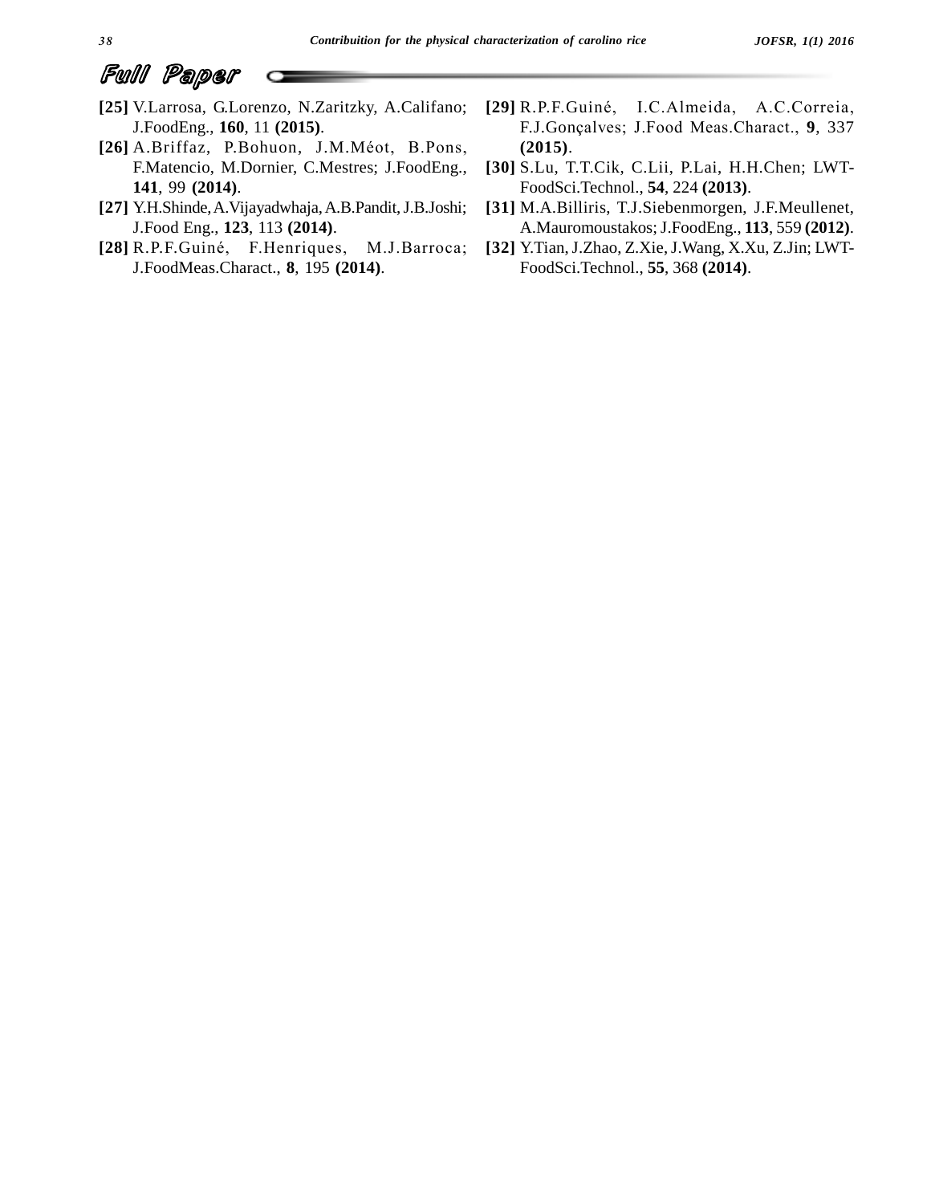**[25]** V.Larrosa, G.Lorenzo, N.Zaritzky, A.Califano; J.FoodEng., **160**, 11 **(2015)**.

**[26]** A.Briffaz, P.Bohuon, J.M.Méot, B.Pons, F.Matencio, M.Dornier, C.Mestres; J.FoodEng., **141**, 99 **(2014)**.

**[27]** Y.H.Shinde, A.Vijayadwhaja, A.B.Pandit, J.B.Joshi; J.Food Eng., **123**, 113 **(2014)**.

**[28]** R.P.F.Guiné, F.Henriques, M.J.Barroca; J.FoodMeas.Charact., **8**, 195 **(2014)**.

**[29]** R.P.F.Guiné, I.C.Almeida, A.C.Correia, F.J.Gonçalves; J.Food Meas.Charact., **9**, 337 **(2015)**.

**[30]** S.Lu, T.T.Cik, C.Lii, P.Lai, H.H.Chen; LWT-FoodSci.Technol., **54**, 224 **(2013)**.

**[31]** M.A.Billiris, T.J.Siebenmorgen, J.F.Meullenet, A.Mauromoustakos; J.FoodEng., **113**, 559 **(2012)**.

**[32]** Y.Tian, J.Zhao, Z.Xie, J.Wang, X.Xu, Z.Jin; LWT-FoodSci.Technol., **55**, 368 **(2014)**.